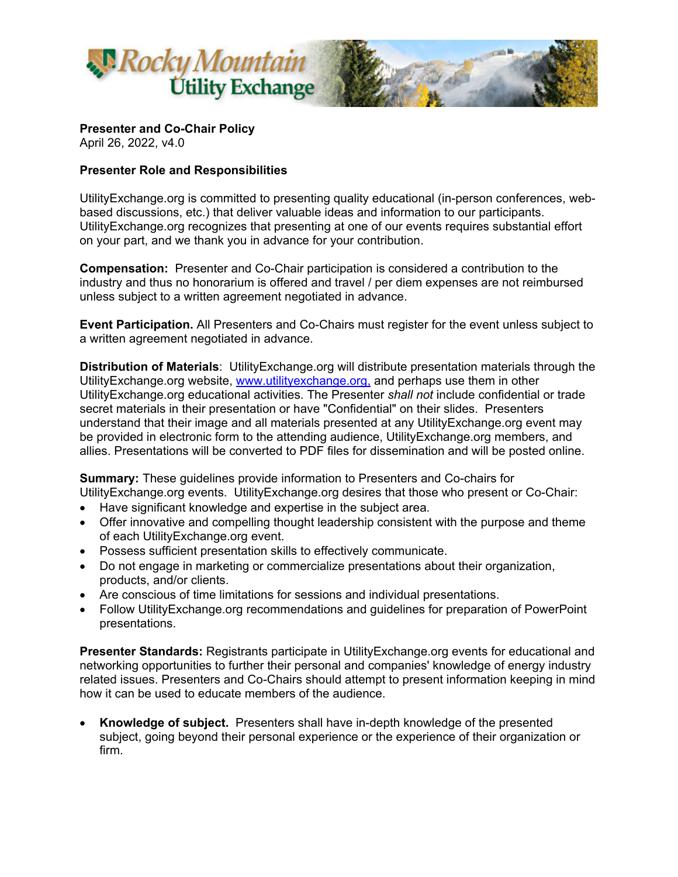**Presenter and Co-Chair Policy**
April 26, 2022, v4.0

**Presenter Role and Responsibilities**

UtilityExchange.org is committed to presenting quality educational (in-person conferences, web-based discussions, etc.) that deliver valuable ideas and information to our participants. UtilityExchange.org recognizes that presenting at one of our events requires substantial effort on your part, and we thank you in advance for your contribution.

**Compensation:** Presenter and Co-Chair participation is considered a contribution to the industry and thus no honorarium is offered and travel / per diem expenses are not reimbursed unless subject to a written agreement negotiated in advance.

**Event Participation.** All Presenters and Co-Chairs must register for the event unless subject to a written agreement negotiated in advance.

**Distribution of Materials**: UtilityExchange.org will distribute presentation materials through the UtilityExchange.org website, www.utilityexchange.org, and perhaps use them in other UtilityExchange.org educational activities. The Presenter *shall not* include confidential or trade secret materials in their presentation or have "Confidential" on their slides. Presenters understand that their image and all materials presented at any UtilityExchange.org event may be provided in electronic form to the attending audience, UtilityExchange.org members, and allies. Presentations will be converted to PDF files for dissemination and will be posted online.

**Summary:** These guidelines provide information to Presenters and Co-chairs for UtilityExchange.org events. UtilityExchange.org desires that those who present or Co-Chair:

- Have significant knowledge and expertise in the subject area.
- Offer innovative and compelling thought leadership consistent with the purpose and theme of each UtilityExchange.org event.
- Possess sufficient presentation skills to effectively communicate.
- Do not engage in marketing or commercialize presentations about their organization, products, and/or clients.
- Are conscious of time limitations for sessions and individual presentations.
- Follow UtilityExchange.org recommendations and guidelines for preparation of PowerPoint presentations.

**Presenter Standards:** Registrants participate in UtilityExchange.org events for educational and networking opportunities to further their personal and companies' knowledge of energy industry related issues. Presenters and Co-Chairs should attempt to present information keeping in mind how it can be used to educate members of the audience.

- **Knowledge of subject.** Presenters shall have in-depth knowledge of the presented subject, going beyond their personal experience or the experience of their organization or firm.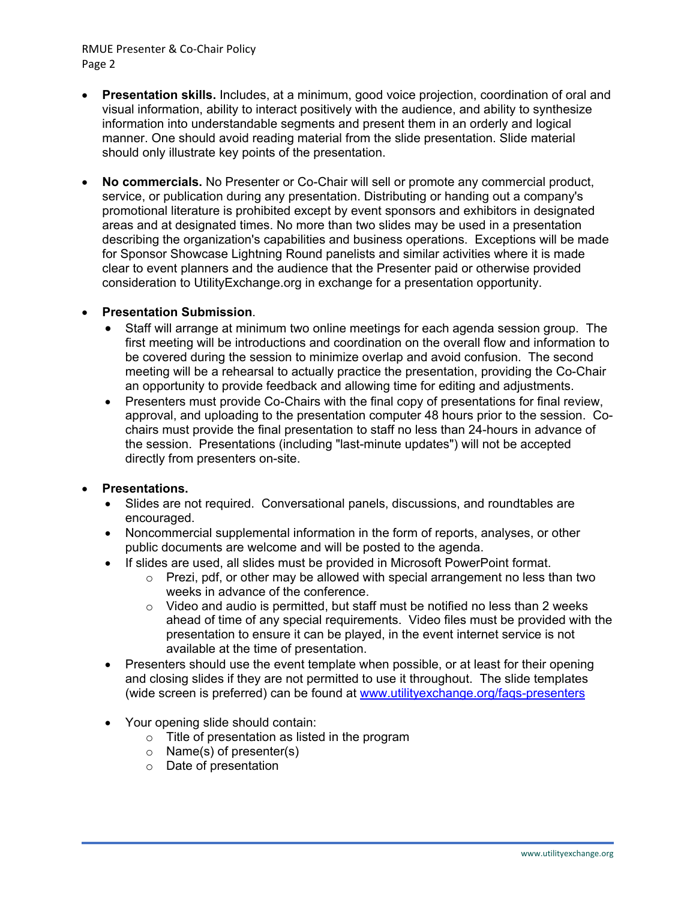- **Presentation skills.** Includes, at a minimum, good voice projection, coordination of oral and visual information, ability to interact positively with the audience, and ability to synthesize information into understandable segments and present them in an orderly and logical manner. One should avoid reading material from the slide presentation. Slide material should only illustrate key points of the presentation.

- **No commercials.** No Presenter or Co-Chair will sell or promote any commercial product, service, or publication during any presentation. Distributing or handing out a company's promotional literature is prohibited except by event sponsors and exhibitors in designated areas and at designated times. No more than two slides may be used in a presentation describing the organization's capabilities and business operations. Exceptions will be made for Sponsor Showcase Lightning Round panelists and similar activities where it is made clear to event planners and the audience that the Presenter paid or otherwise provided consideration to UtilityExchange.org in exchange for a presentation opportunity.

- **Presentation Submission**.
  - Staff will arrange at minimum two online meetings for each agenda session group. The first meeting will be introductions and coordination on the overall flow and information to be covered during the session to minimize overlap and avoid confusion. The second meeting will be a rehearsal to actually practice the presentation, providing the Co-Chair an opportunity to provide feedback and allowing time for editing and adjustments.
  - Presenters must provide Co-Chairs with the final copy of presentations for final review, approval, and uploading to the presentation computer 48 hours prior to the session. Co-chairs must provide the final presentation to staff no less than 24-hours in advance of the session. Presentations (including "last-minute updates") will not be accepted directly from presenters on-site.

- **Presentations.**
  - Slides are not required. Conversational panels, discussions, and roundtables are encouraged.
  - Noncommercial supplemental information in the form of reports, analyses, or other public documents are welcome and will be posted to the agenda.
  - If slides are used, all slides must be provided in Microsoft PowerPoint format.
    - Prezi, pdf, or other may be allowed with special arrangement no less than two weeks in advance of the conference.
    - Video and audio is permitted, but staff must be notified no less than 2 weeks ahead of time of any special requirements. Video files must be provided with the presentation to ensure it can be played, in the event internet service is not available at the time of presentation.
  - Presenters should use the event template when possible, or at least for their opening and closing slides if they are not permitted to use it throughout. The slide templates (wide screen is preferred) can be found at [www.utilityexchange.org/faqs-presenters](http://www.utilityexchange.org/faqs-presenters)

  - Your opening slide should contain:
    - Title of presentation as listed in the program
    - Name(s) of presenter(s)
    - Date of presentation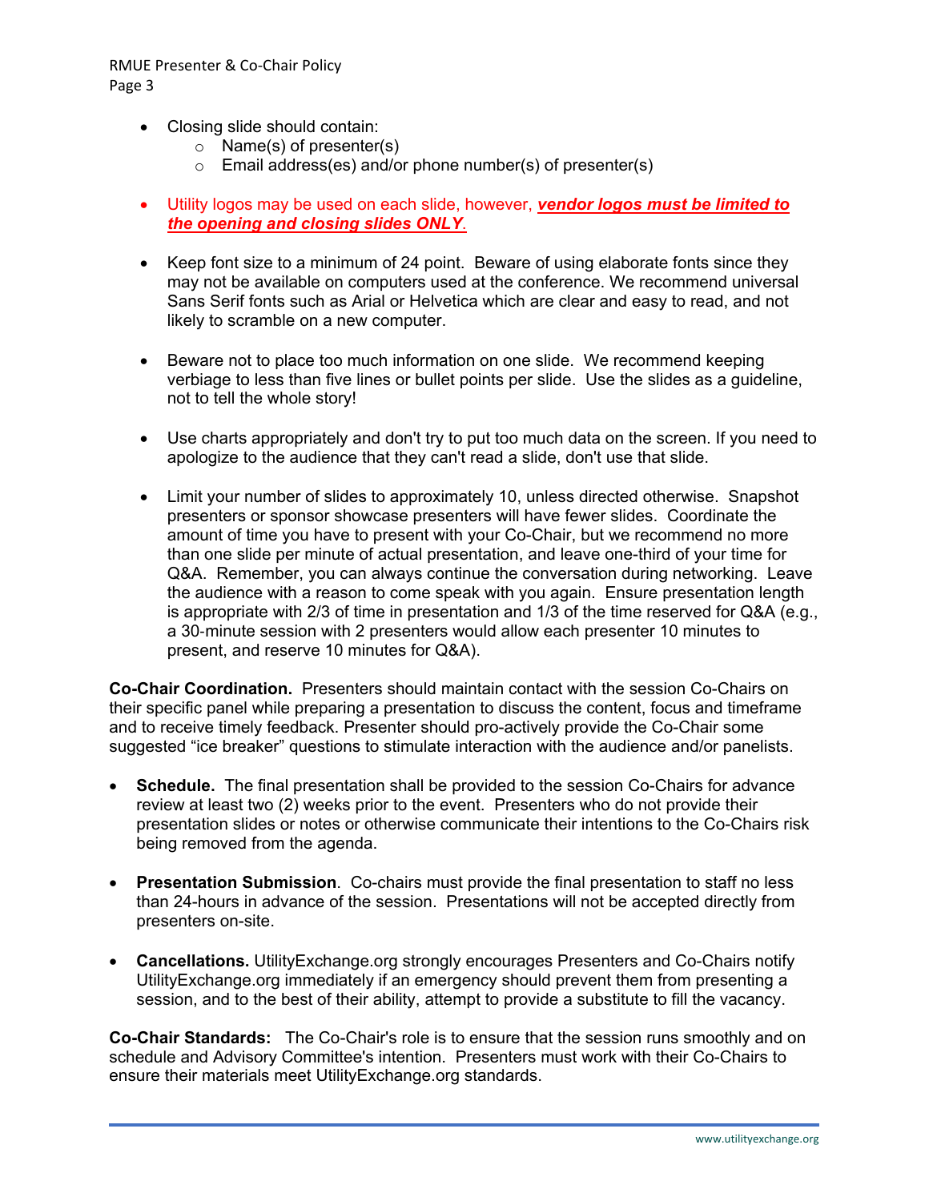- Closing slide should contain:
    - Name(s) of presenter(s)
    - Email address(es) and/or phone number(s) of presenter(s)

- Utility logos may be used on each slide, however, ***vendor logos must be limited to the opening and closing slides ONLY***.

- Keep font size to a minimum of 24 point. Beware of using elaborate fonts since they may not be available on computers used at the conference. We recommend universal Sans Serif fonts such as Arial or Helvetica which are clear and easy to read, and not likely to scramble on a new computer.

- Beware not to place too much information on one slide. We recommend keeping verbiage to less than five lines or bullet points per slide. Use the slides as a guideline, not to tell the whole story!

- Use charts appropriately and don't try to put too much data on the screen. If you need to apologize to the audience that they can't read a slide, don't use that slide.

- Limit your number of slides to approximately 10, unless directed otherwise. Snapshot presenters or sponsor showcase presenters will have fewer slides. Coordinate the amount of time you have to present with your Co-Chair, but we recommend no more than one slide per minute of actual presentation, and leave one-third of your time for Q&A. Remember, you can always continue the conversation during networking. Leave the audience with a reason to come speak with you again. Ensure presentation length is appropriate with 2/3 of time in presentation and 1/3 of the time reserved for Q&A (e.g., a 30-minute session with 2 presenters would allow each presenter 10 minutes to present, and reserve 10 minutes for Q&A).

**Co-Chair Coordination.** Presenters should maintain contact with the session Co-Chairs on their specific panel while preparing a presentation to discuss the content, focus and timeframe and to receive timely feedback. Presenter should pro-actively provide the Co-Chair some suggested "ice breaker" questions to stimulate interaction with the audience and/or panelists.

- **Schedule.** The final presentation shall be provided to the session Co-Chairs for advance review at least two (2) weeks prior to the event. Presenters who do not provide their presentation slides or notes or otherwise communicate their intentions to the Co-Chairs risk being removed from the agenda.

- **Presentation Submission**. Co-chairs must provide the final presentation to staff no less than 24-hours in advance of the session. Presentations will not be accepted directly from presenters on-site.

- **Cancellations.** UtilityExchange.org strongly encourages Presenters and Co-Chairs notify UtilityExchange.org immediately if an emergency should prevent them from presenting a session, and to the best of their ability, attempt to provide a substitute to fill the vacancy.

**Co-Chair Standards:** The Co-Chair's role is to ensure that the session runs smoothly and on schedule and Advisory Committee's intention. Presenters must work with their Co-Chairs to ensure their materials meet UtilityExchange.org standards.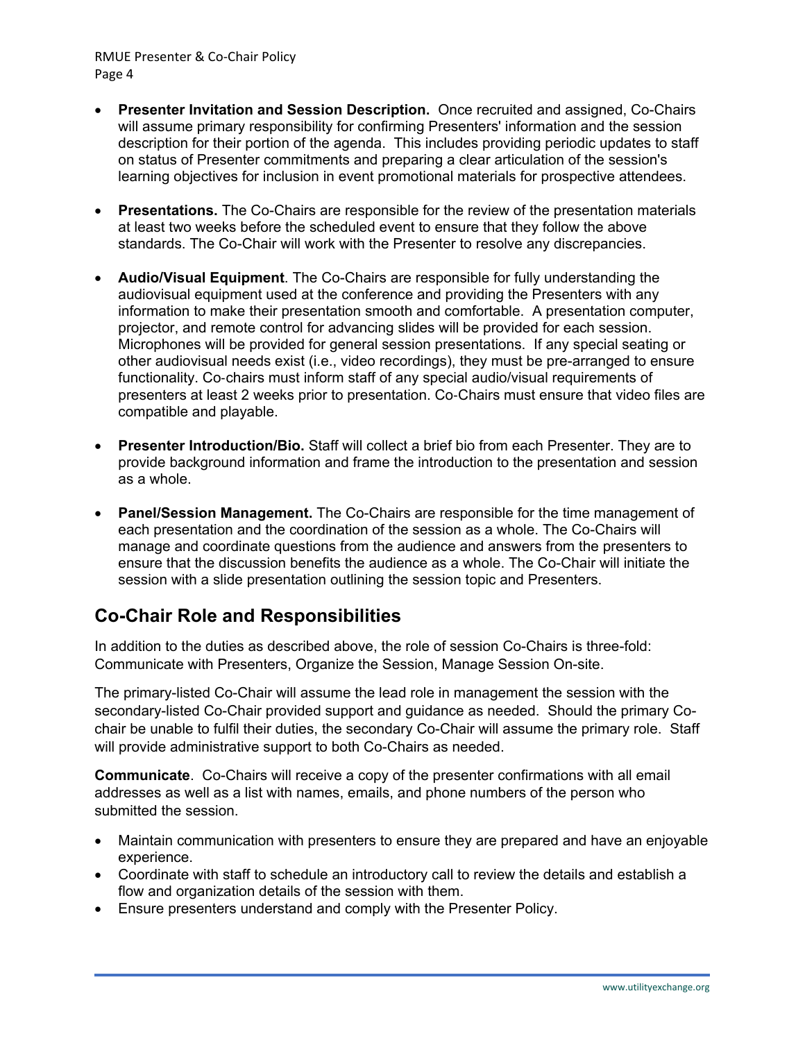- **Presenter Invitation and Session Description.** Once recruited and assigned, Co-Chairs will assume primary responsibility for confirming Presenters' information and the session description for their portion of the agenda. This includes providing periodic updates to staff on status of Presenter commitments and preparing a clear articulation of the session's learning objectives for inclusion in event promotional materials for prospective attendees.

- **Presentations.** The Co-Chairs are responsible for the review of the presentation materials at least two weeks before the scheduled event to ensure that they follow the above standards. The Co-Chair will work with the Presenter to resolve any discrepancies.

- **Audio/Visual Equipment**. The Co-Chairs are responsible for fully understanding the audiovisual equipment used at the conference and providing the Presenters with any information to make their presentation smooth and comfortable. A presentation computer, projector, and remote control for advancing slides will be provided for each session. Microphones will be provided for general session presentations. If any special seating or other audiovisual needs exist (i.e., video recordings), they must be pre-arranged to ensure functionality. Co-chairs must inform staff of any special audio/visual requirements of presenters at least 2 weeks prior to presentation. Co-Chairs must ensure that video files are compatible and playable.

- **Presenter Introduction/Bio.** Staff will collect a brief bio from each Presenter. They are to provide background information and frame the introduction to the presentation and session as a whole.

- **Panel/Session Management.** The Co-Chairs are responsible for the time management of each presentation and the coordination of the session as a whole. The Co-Chairs will manage and coordinate questions from the audience and answers from the presenters to ensure that the discussion benefits the audience as a whole. The Co-Chair will initiate the session with a slide presentation outlining the session topic and Presenters.

## Co-Chair Role and Responsibilities

In addition to the duties as described above, the role of session Co-Chairs is three-fold: Communicate with Presenters, Organize the Session, Manage Session On-site.

The primary-listed Co-Chair will assume the lead role in management the session with the secondary-listed Co-Chair provided support and guidance as needed. Should the primary Co-chair be unable to fulfil their duties, the secondary Co-Chair will assume the primary role. Staff will provide administrative support to both Co-Chairs as needed.

**Communicate**. Co-Chairs will receive a copy of the presenter confirmations with all email addresses as well as a list with names, emails, and phone numbers of the person who submitted the session.

- Maintain communication with presenters to ensure they are prepared and have an enjoyable experience.
- Coordinate with staff to schedule an introductory call to review the details and establish a flow and organization details of the session with them.
- Ensure presenters understand and comply with the Presenter Policy.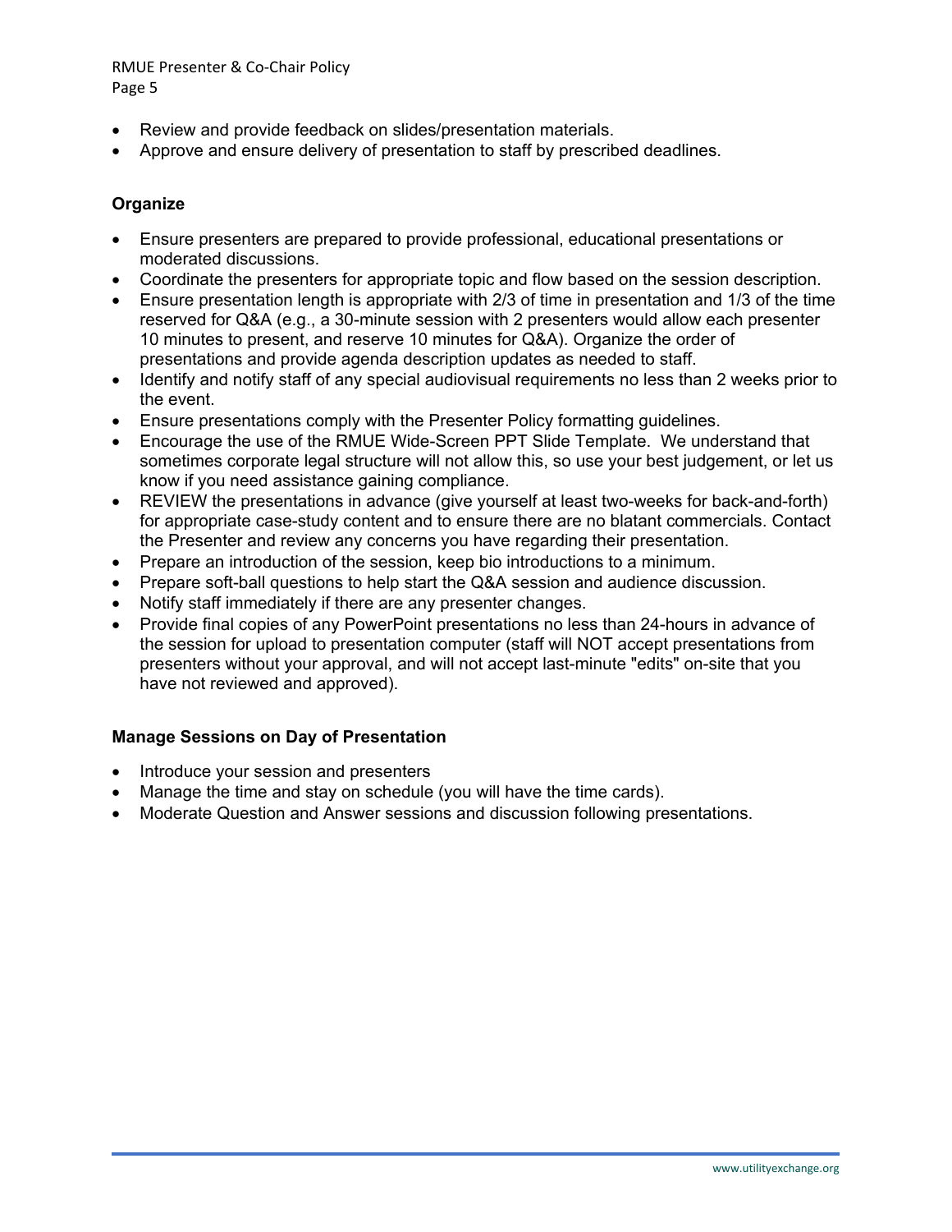- Review and provide feedback on slides/presentation materials.
- Approve and ensure delivery of presentation to staff by prescribed deadlines.

**Organize**

- Ensure presenters are prepared to provide professional, educational presentations or moderated discussions.
- Coordinate the presenters for appropriate topic and flow based on the session description.
- Ensure presentation length is appropriate with 2/3 of time in presentation and 1/3 of the time reserved for Q&A (e.g., a 30-minute session with 2 presenters would allow each presenter 10 minutes to present, and reserve 10 minutes for Q&A). Organize the order of presentations and provide agenda description updates as needed to staff.
- Identify and notify staff of any special audiovisual requirements no less than 2 weeks prior to the event.
- Ensure presentations comply with the Presenter Policy formatting guidelines.
- Encourage the use of the RMUE Wide-Screen PPT Slide Template. We understand that sometimes corporate legal structure will not allow this, so use your best judgement, or let us know if you need assistance gaining compliance.
- REVIEW the presentations in advance (give yourself at least two-weeks for back-and-forth) for appropriate case-study content and to ensure there are no blatant commercials. Contact the Presenter and review any concerns you have regarding their presentation.
- Prepare an introduction of the session, keep bio introductions to a minimum.
- Prepare soft-ball questions to help start the Q&A session and audience discussion.
- Notify staff immediately if there are any presenter changes.
- Provide final copies of any PowerPoint presentations no less than 24-hours in advance of the session for upload to presentation computer (staff will NOT accept presentations from presenters without your approval, and will not accept last-minute "edits" on-site that you have not reviewed and approved).

**Manage Sessions on Day of Presentation**

- Introduce your session and presenters
- Manage the time and stay on schedule (you will have the time cards).
- Moderate Question and Answer sessions and discussion following presentations.